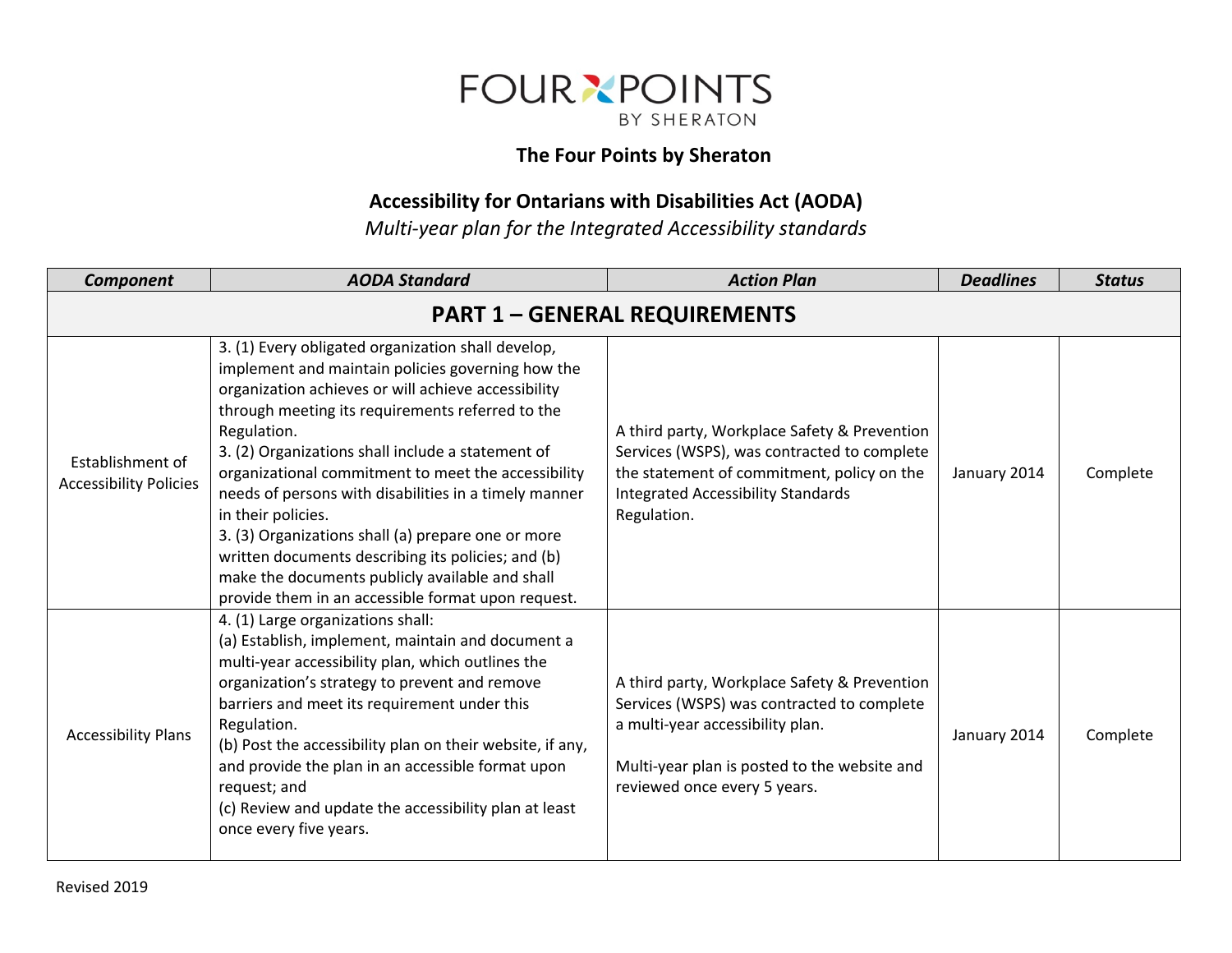# The Four Points by Sheraton

## Accessibility for Ontarians with Disabilities Act (AODA)

*Multi-year plan for the Integrated Accessibility standards*

| *Component* | *AODA Standard* | *Action Plan* | *Deadlines* | *Status* |
|---|---|---|---|---|
| **PART 1 – GENERAL REQUIREMENTS** | | | | |
| Establishment of Accessibility Policies | 3. (1) Every obligated organization shall develop, implement and maintain policies governing how the organization achieves or will achieve accessibility through meeting its requirements referred to the Regulation.<br>3. (2) Organizations shall include a statement of organizational commitment to meet the accessibility needs of persons with disabilities in a timely manner in their policies.<br>3. (3) Organizations shall (a) prepare one or more written documents describing its policies; and (b) make the documents publicly available and shall provide them in an accessible format upon request. | A third party, Workplace Safety & Prevention Services (WSPS), was contracted to complete the statement of commitment, policy on the Integrated Accessibility Standards Regulation. | January 2014 | Complete |
| Accessibility Plans | 4. (1) Large organizations shall:<br>(a) Establish, implement, maintain and document a multi-year accessibility plan, which outlines the organization's strategy to prevent and remove barriers and meet its requirement under this Regulation.<br>(b) Post the accessibility plan on their website, if any, and provide the plan in an accessible format upon request; and<br>(c) Review and update the accessibility plan at least once every five years. | A third party, Workplace Safety & Prevention Services (WSPS) was contracted to complete a multi-year accessibility plan.<br><br>Multi-year plan is posted to the website and reviewed once every 5 years. | January 2014 | Complete |

Revised 2019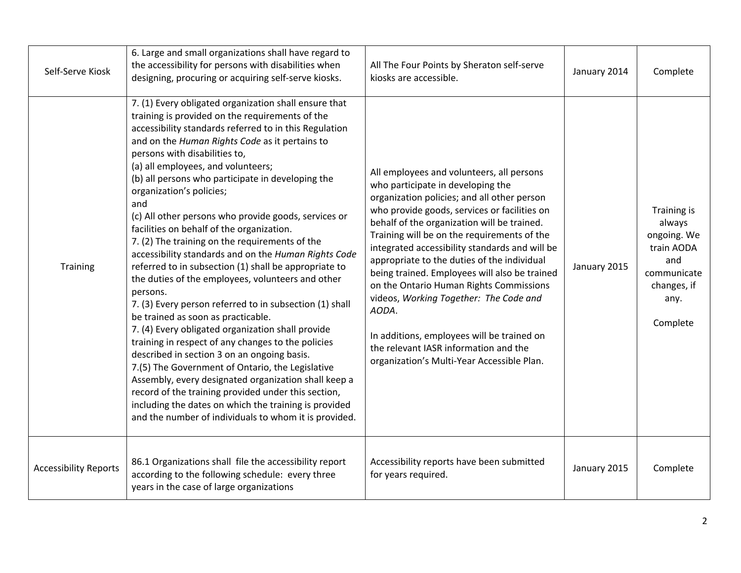| | | | | |
|---|---|---|---|---|
| Self-Serve Kiosk | 6. Large and small organizations shall have regard to the accessibility for persons with disabilities when designing, procuring or acquiring self-serve kiosks. | All The Four Points by Sheraton self-serve kiosks are accessible. | January 2014 | Complete |
| Training | 7. (1) Every obligated organization shall ensure that training is provided on the requirements of the accessibility standards referred to in this Regulation and on the *Human Rights Code* as it pertains to persons with disabilities to,<br>(a) all employees, and volunteers;<br>(b) all persons who participate in developing the organization's policies;<br>and<br>(c) All other persons who provide goods, services or facilities on behalf of the organization.<br>7. (2) The training on the requirements of the accessibility standards and on the *Human Rights Code* referred to in subsection (1) shall be appropriate to the duties of the employees, volunteers and other persons.<br>7. (3) Every person referred to in subsection (1) shall be trained as soon as practicable.<br>7. (4) Every obligated organization shall provide training in respect of any changes to the policies described in section 3 on an ongoing basis.<br>7.(5) The Government of Ontario, the Legislative Assembly, every designated organization shall keep a record of the training provided under this section, including the dates on which the training is provided and the number of individuals to whom it is provided. | All employees and volunteers, all persons who participate in developing the organization policies; and all other person who provide goods, services or facilities on behalf of the organization will be trained. Training will be on the requirements of the integrated accessibility standards and will be appropriate to the duties of the individual being trained. Employees will also be trained on the Ontario Human Rights Commissions videos, *Working Together: The Code and AODA*.<br><br>In additions, employees will be trained on the relevant IASR information and the organization's Multi-Year Accessible Plan. | January 2015 | Training is always ongoing. We train AODA and communicate changes, if any.<br><br>Complete |
| Accessibility Reports | 86.1 Organizations shall file the accessibility report according to the following schedule: every three years in the case of large organizations | Accessibility reports have been submitted for years required. | January 2015 | Complete |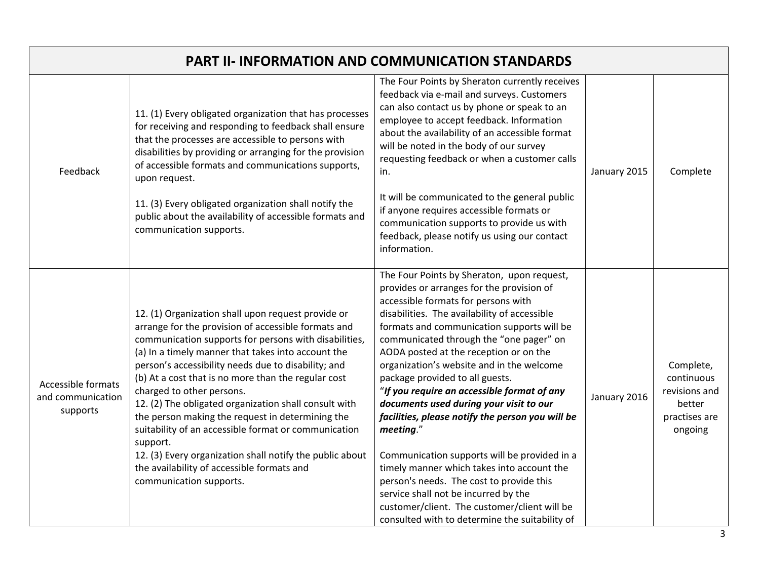| PART II- INFORMATION AND COMMUNICATION STANDARDS | | | | |
|---|---|---|---|---|
| Feedback | 11. (1) Every obligated organization that has processes for receiving and responding to feedback shall ensure that the processes are accessible to persons with disabilities by providing or arranging for the provision of accessible formats and communications supports, upon request.<br><br>11. (3) Every obligated organization shall notify the public about the availability of accessible formats and communication supports. | The Four Points by Sheraton currently receives feedback via e-mail and surveys. Customers can also contact us by phone or speak to an employee to accept feedback. Information about the availability of an accessible format will be noted in the body of our survey requesting feedback or when a customer calls in.<br><br>It will be communicated to the general public if anyone requires accessible formats or communication supports to provide us with feedback, please notify us using our contact information. | January 2015 | Complete |
| Accessible formats and communication supports | 12. (1) Organization shall upon request provide or arrange for the provision of accessible formats and communication supports for persons with disabilities,<br>(a) In a timely manner that takes into account the person's accessibility needs due to disability; and<br>(b) At a cost that is no more than the regular cost charged to other persons.<br>12. (2) The obligated organization shall consult with the person making the request in determining the suitability of an accessible format or communication support.<br>12. (3) Every organization shall notify the public about the availability of accessible formats and communication supports. | The Four Points by Sheraton, upon request, provides or arranges for the provision of accessible formats for persons with disabilities. The availability of accessible formats and communication supports will be communicated through the "one pager" on AODA posted at the reception or on the organization's website and in the welcome package provided to all guests.<br>"***If you require an accessible format of any documents used during your visit to our facilities, please notify the person you will be meeting***."<br><br>Communication supports will be provided in a timely manner which takes into account the person's needs. The cost to provide this service shall not be incurred by the customer/client. The customer/client will be consulted with to determine the suitability of | January 2016 | Complete, continuous revisions and better practises are ongoing |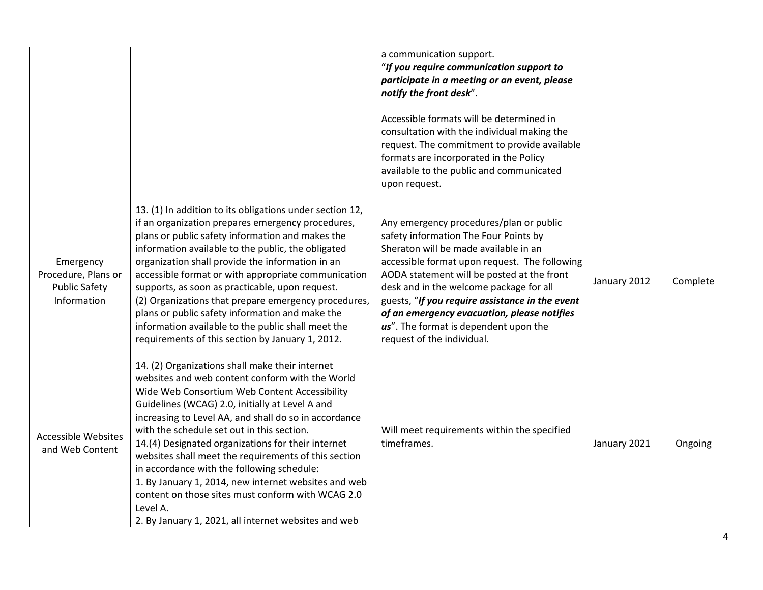| | | | | |
|---|---|---|---|---|
| | | a communication support. "***If you require communication support to participate in a meeting or an event, please notify the front desk***". <br><br> Accessible formats will be determined in consultation with the individual making the request. The commitment to provide available formats are incorporated in the Policy available to the public and communicated upon request. | | |
| Emergency Procedure, Plans or Public Safety Information | 13. (1) In addition to its obligations under section 12, if an organization prepares emergency procedures, plans or public safety information and makes the information available to the public, the obligated organization shall provide the information in an accessible format or with appropriate communication supports, as soon as practicable, upon request. (2) Organizations that prepare emergency procedures, plans or public safety information and make the information available to the public shall meet the requirements of this section by January 1, 2012. | Any emergency procedures/plan or public safety information The Four Points by Sheraton will be made available in an accessible format upon request. The following AODA statement will be posted at the front desk and in the welcome package for all guests, "***If you require assistance in the event of an emergency evacuation, please notifies us***". The format is dependent upon the request of the individual. | January 2012 | Complete |
| Accessible Websites and Web Content | 14. (2) Organizations shall make their internet websites and web content conform with the World Wide Web Consortium Web Content Accessibility Guidelines (WCAG) 2.0, initially at Level A and increasing to Level AA, and shall do so in accordance with the schedule set out in this section. 14.(4) Designated organizations for their internet websites shall meet the requirements of this section in accordance with the following schedule: 1. By January 1, 2014, new internet websites and web content on those sites must conform with WCAG 2.0 Level A. 2. By January 1, 2021, all internet websites and web | Will meet requirements within the specified timeframes. | January 2021 | Ongoing |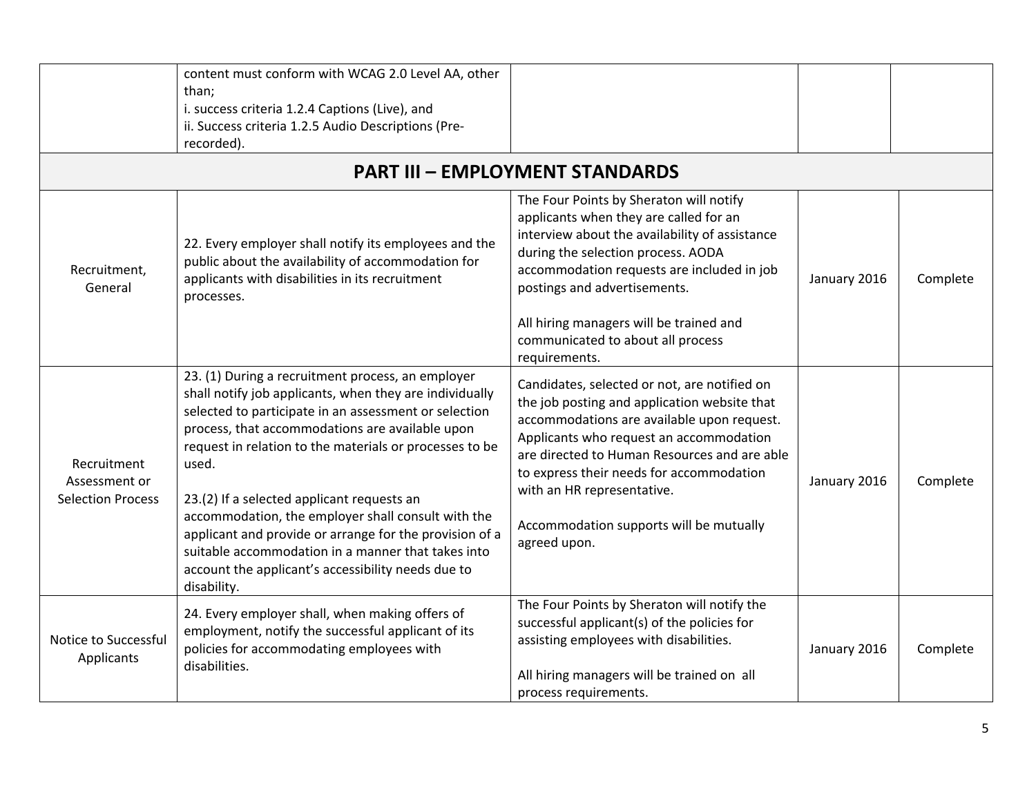| | | | | |
|---|---|---|---|---|
| | content must conform with WCAG 2.0 Level AA, other than;<br>i. success criteria 1.2.4 Captions (Live), and<br>ii. Success criteria 1.2.5 Audio Descriptions (Pre-recorded). | | | |
| **PART III – EMPLOYMENT STANDARDS** | | | | |
| Recruitment, General | 22. Every employer shall notify its employees and the public about the availability of accommodation for applicants with disabilities in its recruitment processes. | The Four Points by Sheraton will notify applicants when they are called for an interview about the availability of assistance during the selection process. AODA accommodation requests are included in job postings and advertisements.<br><br>All hiring managers will be trained and communicated to about all process requirements. | January 2016 | Complete |
| Recruitment Assessment or Selection Process | 23. (1) During a recruitment process, an employer shall notify job applicants, when they are individually selected to participate in an assessment or selection process, that accommodations are available upon request in relation to the materials or processes to be used.<br><br>23.(2) If a selected applicant requests an accommodation, the employer shall consult with the applicant and provide or arrange for the provision of a suitable accommodation in a manner that takes into account the applicant's accessibility needs due to disability. | Candidates, selected or not, are notified on the job posting and application website that accommodations are available upon request. Applicants who request an accommodation are directed to Human Resources and are able to express their needs for accommodation with an HR representative.<br><br>Accommodation supports will be mutually agreed upon. | January 2016 | Complete |
| Notice to Successful Applicants | 24. Every employer shall, when making offers of employment, notify the successful applicant of its policies for accommodating employees with disabilities. | The Four Points by Sheraton will notify the successful applicant(s) of the policies for assisting employees with disabilities.<br><br>All hiring managers will be trained on all process requirements. | January 2016 | Complete |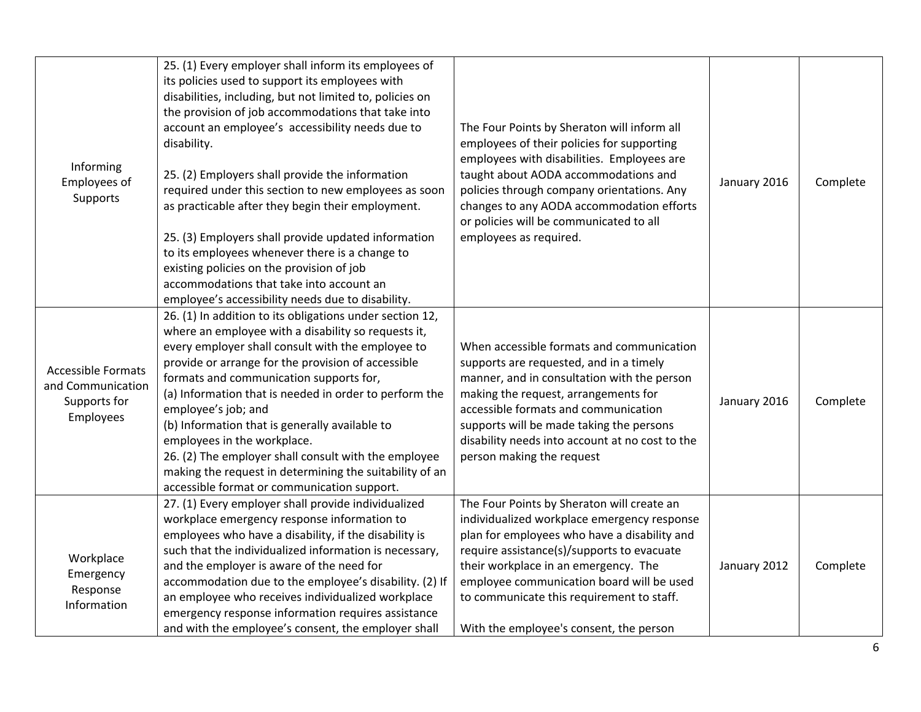| | | | | |
|---|---|---|---|---|
| Informing Employees of Supports | 25. (1) Every employer shall inform its employees of its policies used to support its employees with disabilities, including, but not limited to, policies on the provision of job accommodations that take into account an employee's accessibility needs due to disability.<br><br>25. (2) Employers shall provide the information required under this section to new employees as soon as practicable after they begin their employment.<br><br>25. (3) Employers shall provide updated information to its employees whenever there is a change to existing policies on the provision of job accommodations that take into account an employee's accessibility needs due to disability. | The Four Points by Sheraton will inform all employees of their policies for supporting employees with disabilities. Employees are taught about AODA accommodations and policies through company orientations. Any changes to any AODA accommodation efforts or policies will be communicated to all employees as required. | January 2016 | Complete |
| Accessible Formats and Communication Supports for Employees | 26. (1) In addition to its obligations under section 12, where an employee with a disability so requests it, every employer shall consult with the employee to provide or arrange for the provision of accessible formats and communication supports for,<br>(a) Information that is needed in order to perform the employee's job; and<br>(b) Information that is generally available to employees in the workplace.<br>26. (2) The employer shall consult with the employee making the request in determining the suitability of an accessible format or communication support. | When accessible formats and communication supports are requested, and in a timely manner, and in consultation with the person making the request, arrangements for accessible formats and communication supports will be made taking the persons disability needs into account at no cost to the person making the request | January 2016 | Complete |
| Workplace Emergency Response Information | 27. (1) Every employer shall provide individualized workplace emergency response information to employees who have a disability, if the disability is such that the individualized information is necessary, and the employer is aware of the need for accommodation due to the employee's disability. (2) If an employee who receives individualized workplace emergency response information requires assistance and with the employee's consent, the employer shall | The Four Points by Sheraton will create an individualized workplace emergency response plan for employees who have a disability and require assistance(s)/supports to evacuate their workplace in an emergency. The employee communication board will be used to communicate this requirement to staff.<br><br>With the employee's consent, the person | January 2012 | Complete |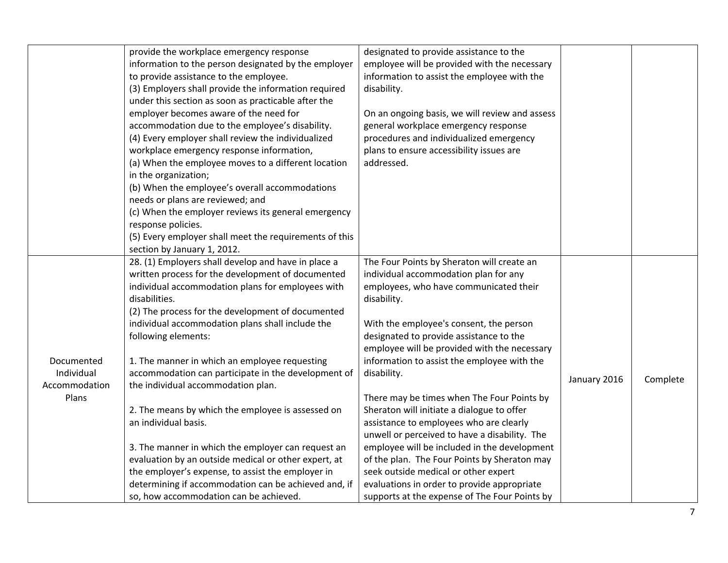| | | | | |
|---|---|---|---|---|
| | provide the workplace emergency response information to the person designated by the employer to provide assistance to the employee.<br>(3) Employers shall provide the information required under this section as soon as practicable after the employer becomes aware of the need for accommodation due to the employee's disability.<br>(4) Every employer shall review the individualized workplace emergency response information,<br>(a) When the employee moves to a different location in the organization;<br>(b) When the employee's overall accommodations needs or plans are reviewed; and<br>(c) When the employer reviews its general emergency response policies.<br>(5) Every employer shall meet the requirements of this section by January 1, 2012. | designated to provide assistance to the employee will be provided with the necessary information to assist the employee with the disability.<br><br>On an ongoing basis, we will review and assess general workplace emergency response procedures and individualized emergency plans to ensure accessibility issues are addressed. | | |
| Documented Individual Accommodation Plans | 28. (1) Employers shall develop and have in place a written process for the development of documented individual accommodation plans for employees with disabilities.<br>(2) The process for the development of documented individual accommodation plans shall include the following elements:<br><br>1. The manner in which an employee requesting accommodation can participate in the development of the individual accommodation plan.<br><br>2. The means by which the employee is assessed on an individual basis.<br><br>3. The manner in which the employer can request an evaluation by an outside medical or other expert, at the employer's expense, to assist the employer in determining if accommodation can be achieved and, if so, how accommodation can be achieved. | The Four Points by Sheraton will create an individual accommodation plan for any employees, who have communicated their disability.<br><br>With the employee's consent, the person designated to provide assistance to the employee will be provided with the necessary information to assist the employee with the disability.<br><br>There may be times when The Four Points by Sheraton will initiate a dialogue to offer assistance to employees who are clearly unwell or perceived to have a disability. The employee will be included in the development of the plan. The Four Points by Sheraton may seek outside medical or other expert evaluations in order to provide appropriate supports at the expense of The Four Points by | January 2016 | Complete |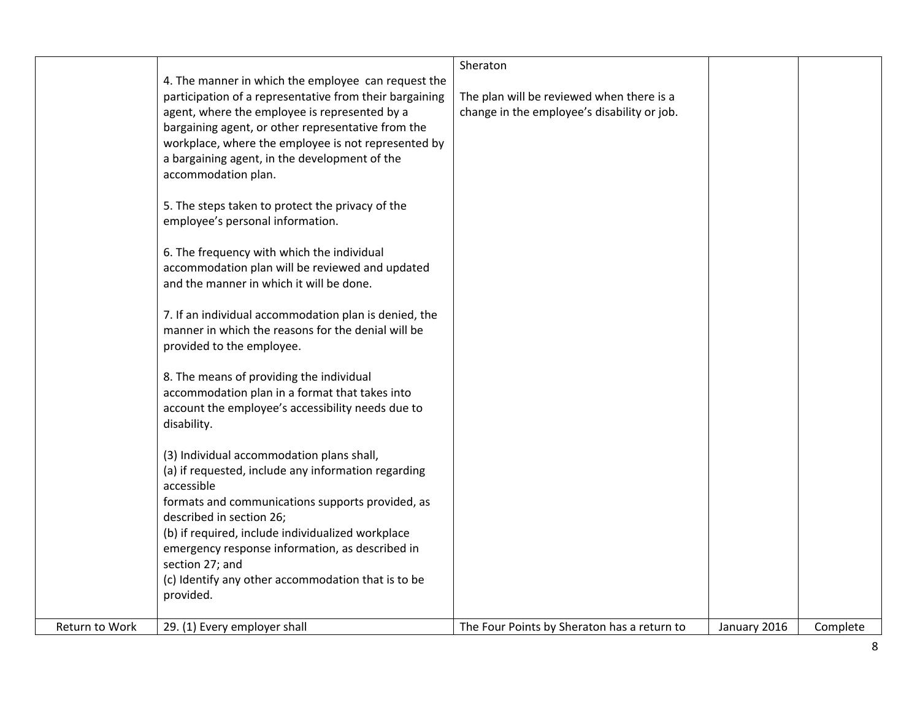| | | | | |
|---|---|---|---|---|
| | 4. The manner in which the employee can request the participation of a representative from their bargaining agent, where the employee is represented by a bargaining agent, or other representative from the workplace, where the employee is not represented by a bargaining agent, in the development of the accommodation plan.<br><br>5. The steps taken to protect the privacy of the employee's personal information.<br><br>6. The frequency with which the individual accommodation plan will be reviewed and updated and the manner in which it will be done.<br><br>7. If an individual accommodation plan is denied, the manner in which the reasons for the denial will be provided to the employee.<br><br>8. The means of providing the individual accommodation plan in a format that takes into account the employee's accessibility needs due to disability.<br><br>(3) Individual accommodation plans shall,<br>(a) if requested, include any information regarding accessible<br>formats and communications supports provided, as described in section 26;<br>(b) if required, include individualized workplace emergency response information, as described in section 27; and<br>(c) Identify any other accommodation that is to be provided. | Sheraton<br><br>The plan will be reviewed when there is a change in the employee's disability or job. | | |
| Return to Work | 29. (1) Every employer shall | The Four Points by Sheraton has a return to | January 2016 | Complete |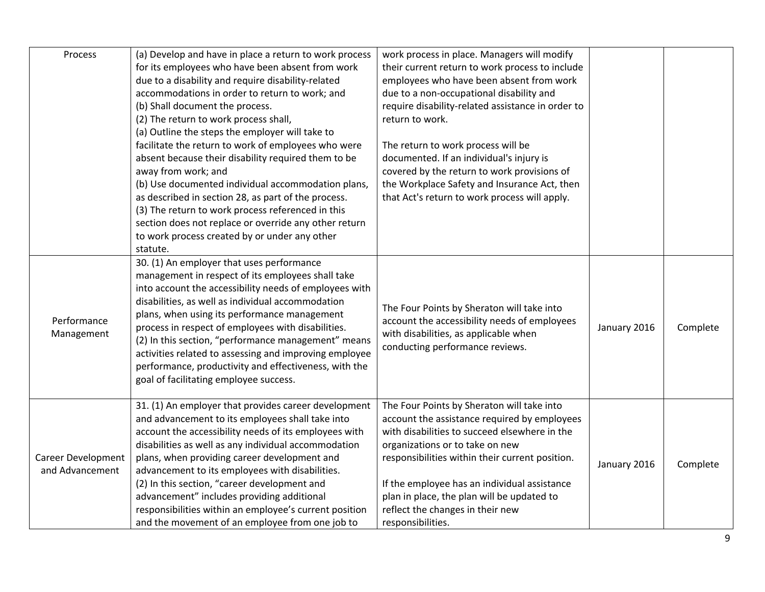| | | | | |
|---|---|---|---|---|
| Process | (a) Develop and have in place a return to work process for its employees who have been absent from work due to a disability and require disability-related accommodations in order to return to work; and<br>(b) Shall document the process.<br>(2) The return to work process shall,<br>(a) Outline the steps the employer will take to facilitate the return to work of employees who were absent because their disability required them to be away from work; and<br>(b) Use documented individual accommodation plans, as described in section 28, as part of the process.<br>(3) The return to work process referenced in this section does not replace or override any other return to work process created by or under any other statute. | work process in place. Managers will modify their current return to work process to include employees who have been absent from work due to a non-occupational disability and require disability-related assistance in order to return to work.<br><br>The return to work process will be documented. If an individual's injury is covered by the return to work provisions of the Workplace Safety and Insurance Act, then that Act's return to work process will apply. | | |
| Performance Management | 30. (1) An employer that uses performance management in respect of its employees shall take into account the accessibility needs of employees with disabilities, as well as individual accommodation plans, when using its performance management process in respect of employees with disabilities.<br>(2) In this section, "performance management" means activities related to assessing and improving employee performance, productivity and effectiveness, with the goal of facilitating employee success. | The Four Points by Sheraton will take into account the accessibility needs of employees with disabilities, as applicable when conducting performance reviews. | January 2016 | Complete |
| Career Development and Advancement | 31. (1) An employer that provides career development and advancement to its employees shall take into account the accessibility needs of its employees with disabilities as well as any individual accommodation plans, when providing career development and advancement to its employees with disabilities.<br>(2) In this section, "career development and advancement" includes providing additional responsibilities within an employee's current position and the movement of an employee from one job to | The Four Points by Sheraton will take into account the assistance required by employees with disabilities to succeed elsewhere in the organizations or to take on new responsibilities within their current position.<br><br>If the employee has an individual assistance plan in place, the plan will be updated to reflect the changes in their new responsibilities. | January 2016 | Complete |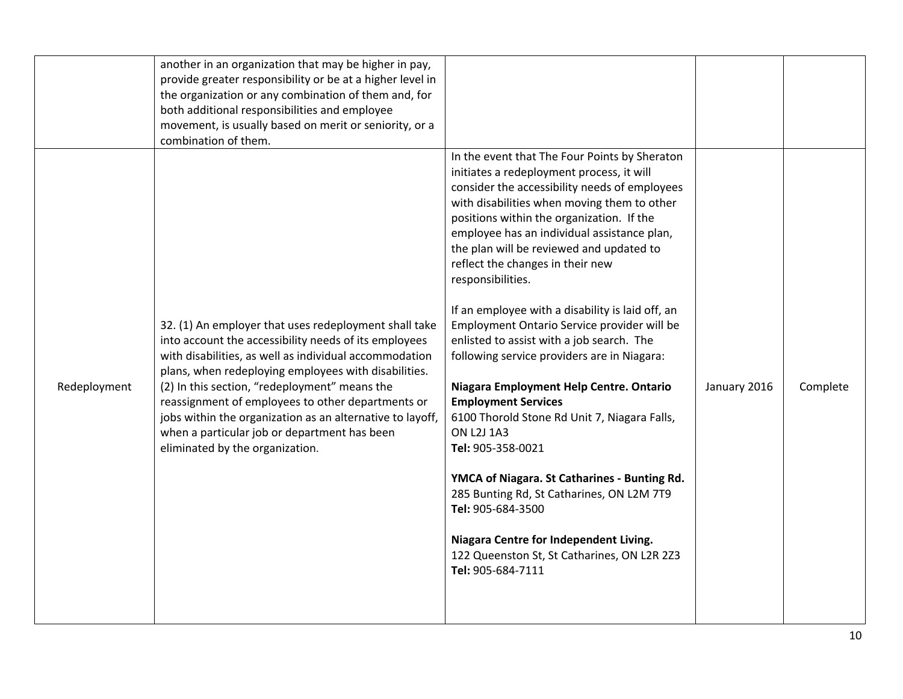| | | | | |
|---|---|---|---|---|
| | another in an organization that may be higher in pay, provide greater responsibility or be at a higher level in the organization or any combination of them and, for both additional responsibilities and employee movement, is usually based on merit or seniority, or a combination of them. | | | |
| Redeployment | 32. (1) An employer that uses redeployment shall take into account the accessibility needs of its employees with disabilities, as well as individual accommodation plans, when redeploying employees with disabilities.<br>(2) In this section, "redeployment" means the reassignment of employees to other departments or jobs within the organization as an alternative to layoff, when a particular job or department has been eliminated by the organization. | In the event that The Four Points by Sheraton initiates a redeployment process, it will consider the accessibility needs of employees with disabilities when moving them to other positions within the organization. If the employee has an individual assistance plan, the plan will be reviewed and updated to reflect the changes in their new responsibilities.<br><br>If an employee with a disability is laid off, an Employment Ontario Service provider will be enlisted to assist with a job search. The following service providers are in Niagara:<br><br>**Niagara Employment Help Centre. Ontario Employment Services**<br>6100 Thorold Stone Rd Unit 7, Niagara Falls, ON L2J 1A3<br>**Tel:** 905-358-0021<br><br>**YMCA of Niagara. St Catharines - Bunting Rd.**<br>285 Bunting Rd, St Catharines, ON L2M 7T9<br>**Tel:** 905-684-3500<br><br>**Niagara Centre for Independent Living.**<br>122 Queenston St, St Catharines, ON L2R 2Z3<br>**Tel:** 905-684-7111 | January 2016 | Complete |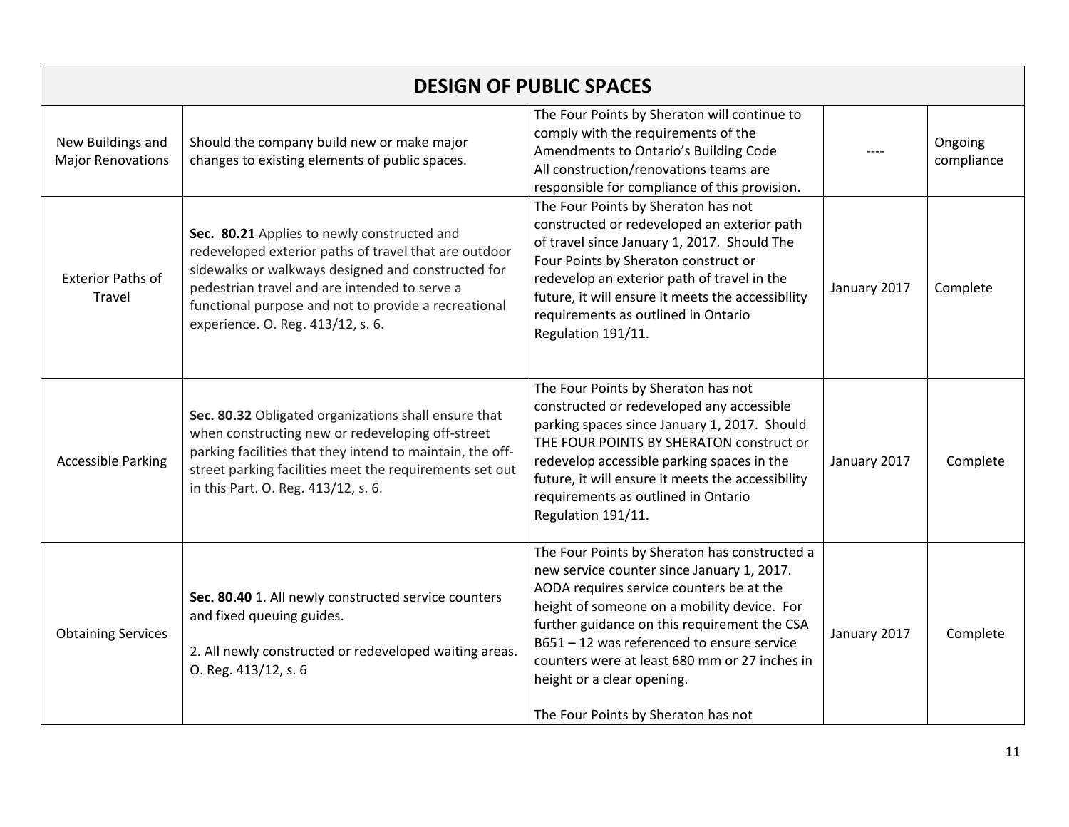| DESIGN OF PUBLIC SPACES | | | | |
|---|---|---|---|---|
| New Buildings and Major Renovations | Should the company build new or make major changes to existing elements of public spaces. | The Four Points by Sheraton will continue to comply with the requirements of the Amendments to Ontario's Building Code All construction/renovations teams are responsible for compliance of this provision. | ---- | Ongoing compliance |
| Exterior Paths of Travel | **Sec. 80.21** Applies to newly constructed and redeveloped exterior paths of travel that are outdoor sidewalks or walkways designed and constructed for pedestrian travel and are intended to serve a functional purpose and not to provide a recreational experience. O. Reg. 413/12, s. 6. | The Four Points by Sheraton has not constructed or redeveloped an exterior path of travel since January 1, 2017. Should The Four Points by Sheraton construct or redevelop an exterior path of travel in the future, it will ensure it meets the accessibility requirements as outlined in Ontario Regulation 191/11. | January 2017 | Complete |
| Accessible Parking | **Sec. 80.32** Obligated organizations shall ensure that when constructing new or redeveloping off-street parking facilities that they intend to maintain, the off-street parking facilities meet the requirements set out in this Part. O. Reg. 413/12, s. 6. | The Four Points by Sheraton has not constructed or redeveloped any accessible parking spaces since January 1, 2017. Should THE FOUR POINTS BY SHERATON construct or redevelop accessible parking spaces in the future, it will ensure it meets the accessibility requirements as outlined in Ontario Regulation 191/11. | January 2017 | Complete |
| Obtaining Services | **Sec. 80.40** 1. All newly constructed service counters and fixed queuing guides.<br><br>2. All newly constructed or redeveloped waiting areas. O. Reg. 413/12, s. 6 | The Four Points by Sheraton has constructed a new service counter since January 1, 2017. AODA requires service counters be at the height of someone on a mobility device. For further guidance on this requirement the CSA B651 – 12 was referenced to ensure service counters were at least 680 mm or 27 inches in height or a clear opening.<br><br>The Four Points by Sheraton has not | January 2017 | Complete |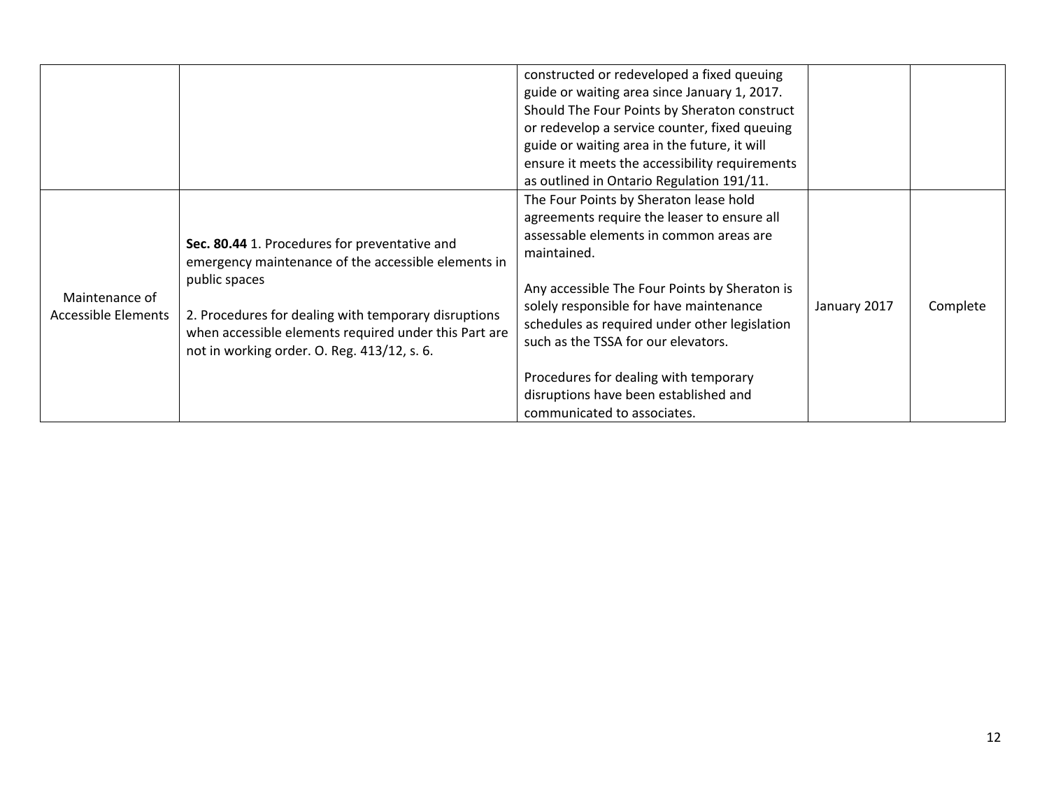| | | | | |
|---|---|---|---|---|
| | | constructed or redeveloped a fixed queuing guide or waiting area since January 1, 2017. Should The Four Points by Sheraton construct or redevelop a service counter, fixed queuing guide or waiting area in the future, it will ensure it meets the accessibility requirements as outlined in Ontario Regulation 191/11. | | |
| Maintenance of Accessible Elements | **Sec. 80.44** 1. Procedures for preventative and emergency maintenance of the accessible elements in public spaces<br><br>2. Procedures for dealing with temporary disruptions when accessible elements required under this Part are not in working order. O. Reg. 413/12, s. 6. | The Four Points by Sheraton lease hold agreements require the leaser to ensure all assessable elements in common areas are maintained.<br><br>Any accessible The Four Points by Sheraton is solely responsible for have maintenance schedules as required under other legislation such as the TSSA for our elevators.<br><br>Procedures for dealing with temporary disruptions have been established and communicated to associates. | January 2017 | Complete |